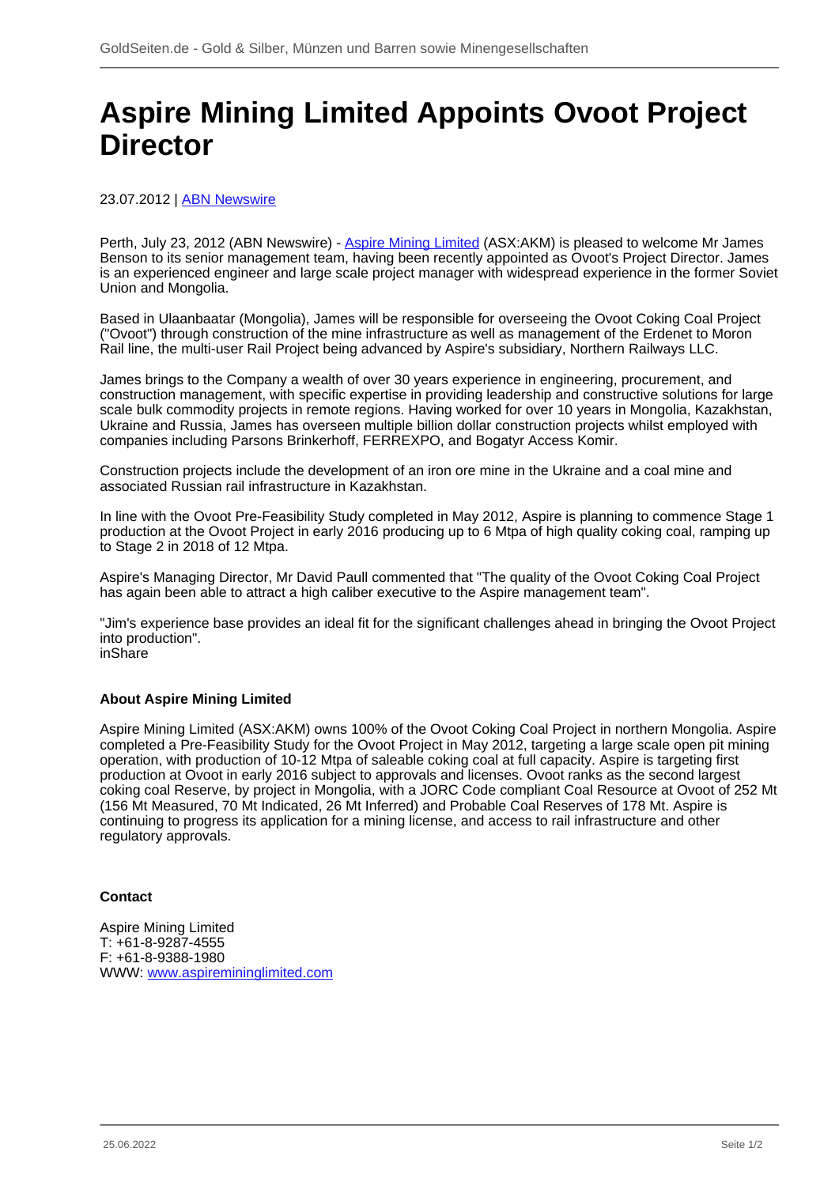# Aspire Mining Limited Appoints Ovoot Project Director

23.07.2012 | ABN Newswire

Perth, July 23, 2012 (ABN Newswire) - Aspire Mining Limited (ASX:AKM) is pleased to welcome Mr James Benson to its senior management team, having been recently appointed as Ovoot's Project Director. James is an experienced engineer and large scale project manager with widespread experience in the former Soviet Union and Mongolia.

Based in Ulaanbaatar (Mongolia), James will be responsible for overseeing the Ovoot Coking Coal Project ("Ovoot") through construction of the mine infrastructure as well as management of the Erdenet to Moron Rail line, the multi-user Rail Project being advanced by Aspire's subsidiary, Northern Railways LLC.

James brings to the Company a wealth of over 30 years experience in engineering, procurement, and construction management, with specific expertise in providing leadership and constructive solutions for large scale bulk commodity projects in remote regions. Having worked for over 10 years in Mongolia, Kazakhstan, Ukraine and Russia, James has overseen multiple billion dollar construction projects whilst employed with companies including Parsons Brinkerhoff, FERREXPO, and Bogatyr Access Komir.

Construction projects include the development of an iron ore mine in the Ukraine and a coal mine and associated Russian rail infrastructure in Kazakhstan.

In line with the Ovoot Pre-Feasibility Study completed in May 2012, Aspire is planning to commence Stage 1 production at the Ovoot Project in early 2016 producing up to 6 Mtpa of high quality coking coal, ramping up to Stage 2 in 2018 of 12 Mtpa.

Aspire's Managing Director, Mr David Paull commented that "The quality of the Ovoot Coking Coal Project has again been able to attract a high caliber executive to the Aspire management team".

"Jim's experience base provides an ideal fit for the significant challenges ahead in bringing the Ovoot Project into production".
inShare

**About Aspire Mining Limited**

Aspire Mining Limited (ASX:AKM) owns 100% of the Ovoot Coking Coal Project in northern Mongolia. Aspire completed a Pre-Feasibility Study for the Ovoot Project in May 2012, targeting a large scale open pit mining operation, with production of 10-12 Mtpa of saleable coking coal at full capacity. Aspire is targeting first production at Ovoot in early 2016 subject to approvals and licenses. Ovoot ranks as the second largest coking coal Reserve, by project in Mongolia, with a JORC Code compliant Coal Resource at Ovoot of 252 Mt (156 Mt Measured, 70 Mt Indicated, 26 Mt Inferred) and Probable Coal Reserves of 178 Mt. Aspire is continuing to progress its application for a mining license, and access to rail infrastructure and other regulatory approvals.

**Contact**

Aspire Mining Limited
T: +61-8-9287-4555
F: +61-8-9388-1980
WWW: www.aspiremininglimited.com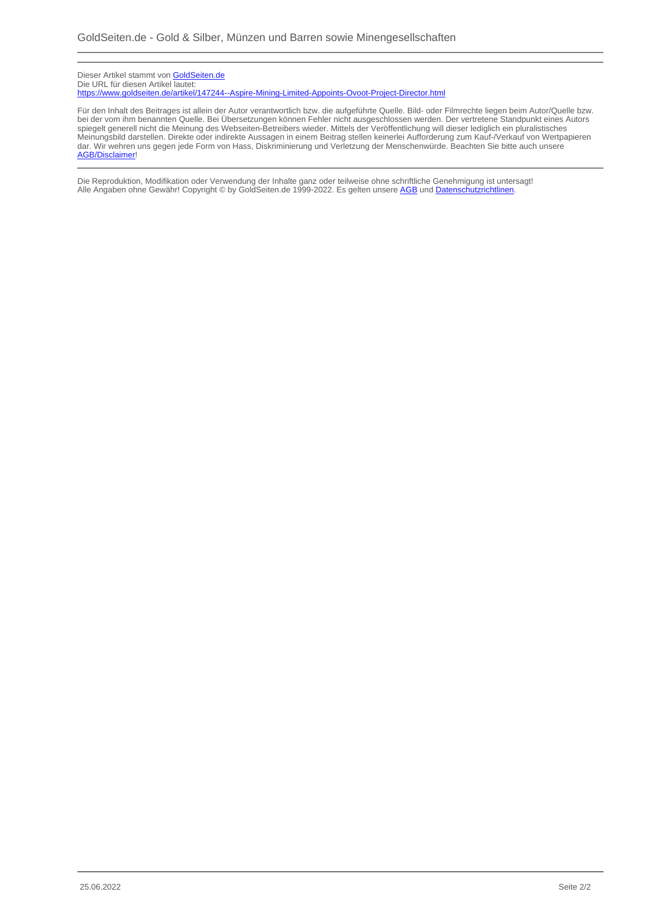Dieser Artikel stammt von [GoldSeiten.de](https://www.goldseiten.de)
Die URL für diesen Artikel lautet:
[https://www.goldseiten.de/artikel/147244--Aspire-Mining-Limited-Appoints-Ovoot-Project-Director.html](https://www.goldseiten.de/artikel/147244--Aspire-Mining-Limited-Appoints-Ovoot-Project-Director.html)

Für den Inhalt des Beitrages ist allein der Autor verantwortlich bzw. die aufgeführte Quelle. Bild- oder Filmrechte liegen beim Autor/Quelle bzw. bei der vom ihm benannten Quelle. Bei Übersetzungen können Fehler nicht ausgeschlossen werden. Der vertretene Standpunkt eines Autors spiegelt generell nicht die Meinung des Webseiten-Betreibers wieder. Mittels der Veröffentlichung will dieser lediglich ein pluralistisches Meinungsbild darstellen. Direkte oder indirekte Aussagen in einem Beitrag stellen keinerlei Aufforderung zum Kauf-/Verkauf von Wertpapieren dar. Wir wehren uns gegen jede Form von Hass, Diskriminierung und Verletzung der Menschenwürde. Beachten Sie bitte auch unsere AGB/Disclaimer!

---

Die Reproduktion, Modifikation oder Verwendung der Inhalte ganz oder teilweise ohne schriftliche Genehmigung ist untersagt!
Alle Angaben ohne Gewähr! Copyright © by GoldSeiten.de 1999-2022. Es gelten unsere AGB und Datenschutzrichtlinen.